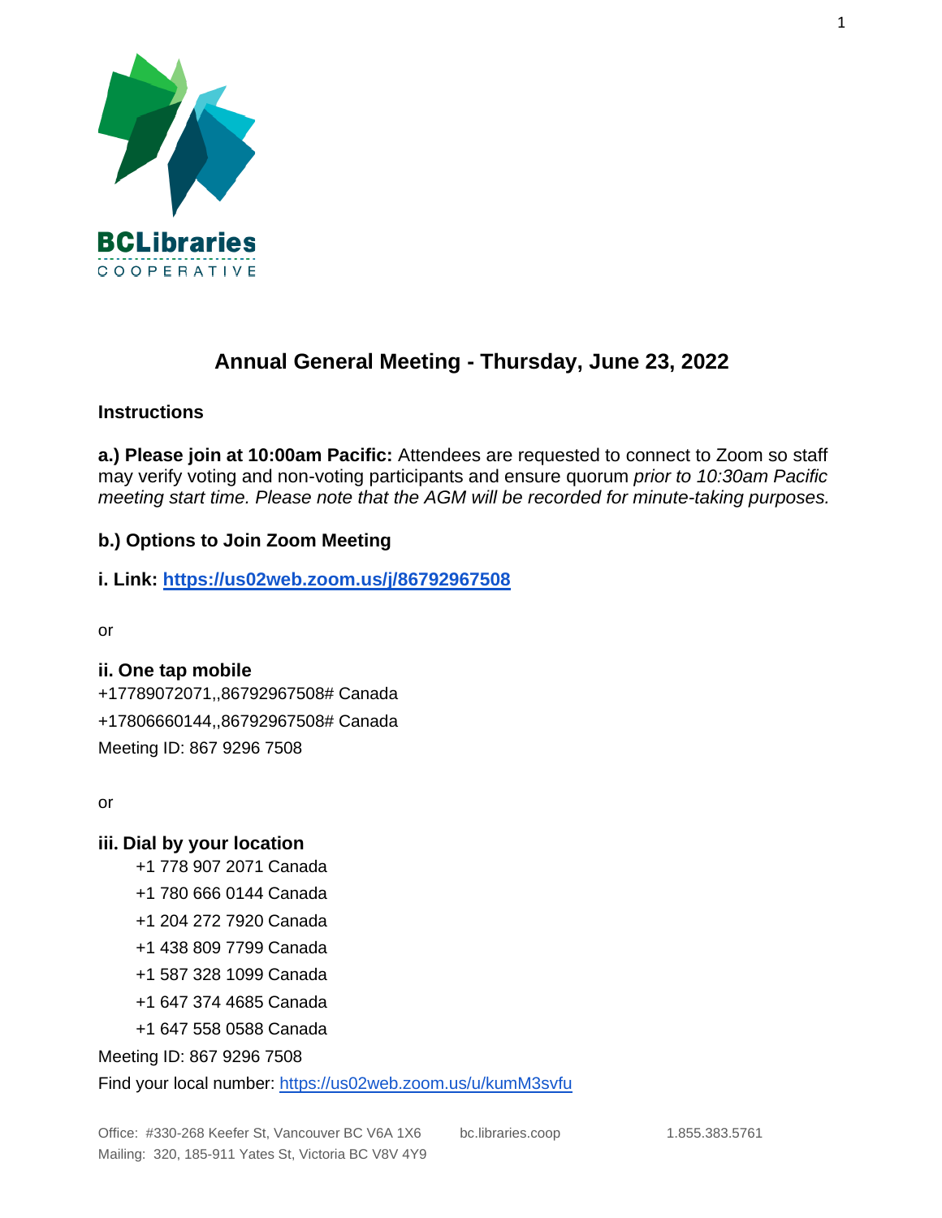# Annual General Meeting - Thursday, June 23, 2022

**Instructions**

**a.) Please join at 10:00am Pacific:** Attendees are requested to connect to Zoom so staff may verify voting and non-voting participants and ensure quorum *prior to 10:30am Pacific meeting start time. Please note that the AGM will be recorded for minute-taking purposes.*

## b.) Options to Join Zoom Meeting

**i. Link: [https://us02web.zoom.us/j/86792967508](https://us02web.zoom.us/j/86792967508)**

or

**ii. One tap mobile**

+17789072071,,86792967508# Canada

+17806660144,,86792967508# Canada

Meeting ID: 867 9296 7508

or

**iii. Dial by your location**

+1 778 907 2071 Canada

+1 780 666 0144 Canada

+1 204 272 7920 Canada

+1 438 809 7799 Canada

+1 587 328 1099 Canada

+1 647 374 4685 Canada

+1 647 558 0588 Canada

Meeting ID: 867 9296 7508

Find your local number: [https://us02web.zoom.us/u/kumM3svfu](https://us02web.zoom.us/u/kumM3svfu)

Office: #330-268 Keefer St, Vancouver BC V6A 1X6 bc.libraries.coop 1.855.383.5761
Mailing: 320, 185-911 Yates St, Victoria BC V8V 4Y9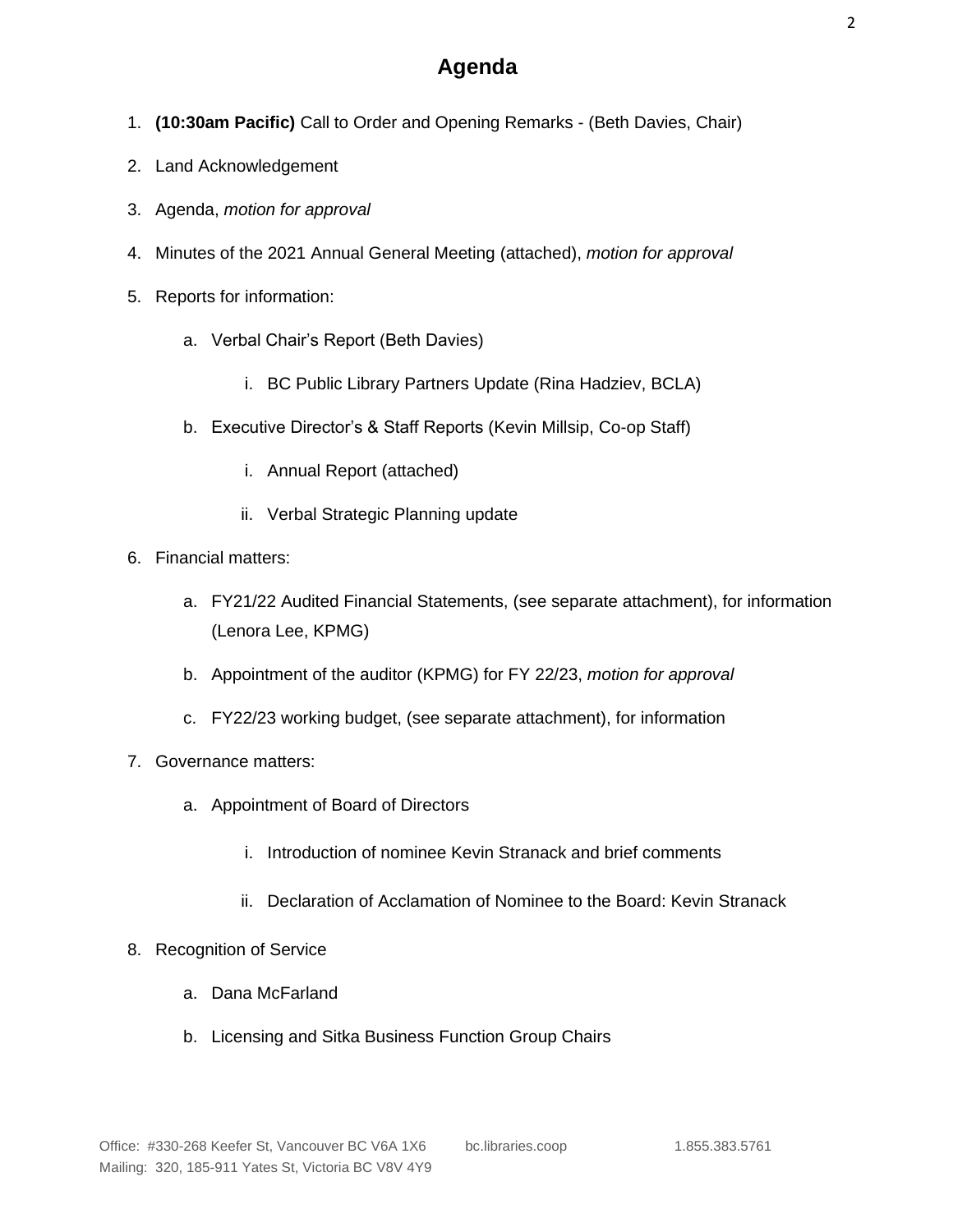# Agenda

1. **(10:30am Pacific)** Call to Order and Opening Remarks - (Beth Davies, Chair)
2. Land Acknowledgement
3. Agenda, *motion for approval*
4. Minutes of the 2021 Annual General Meeting (attached), *motion for approval*
5. Reports for information:
   a. Verbal Chair's Report (Beth Davies)
      i. BC Public Library Partners Update (Rina Hadziev, BCLA)
   b. Executive Director's & Staff Reports (Kevin Millsip, Co-op Staff)
      i. Annual Report (attached)
      ii. Verbal Strategic Planning update
6. Financial matters:
   a. FY21/22 Audited Financial Statements, (see separate attachment), for information (Lenora Lee, KPMG)
   b. Appointment of the auditor (KPMG) for FY 22/23, *motion for approval*
   c. FY22/23 working budget, (see separate attachment), for information
7. Governance matters:
   a. Appointment of Board of Directors
      i. Introduction of nominee Kevin Stranack and brief comments
      ii. Declaration of Acclamation of Nominee to the Board: Kevin Stranack
8. Recognition of Service
   a. Dana McFarland
   b. Licensing and Sitka Business Function Group Chairs

Office: #330-268 Keefer St, Vancouver BC V6A 1X6 bc.libraries.coop 1.855.383.5761
Mailing: 320, 185-911 Yates St, Victoria BC V8V 4Y9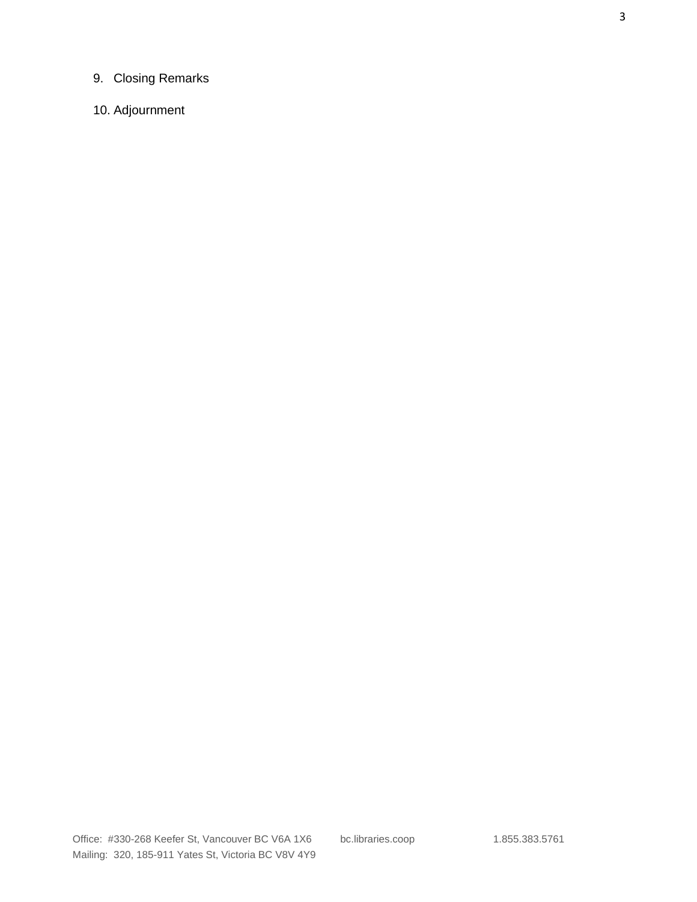9. Closing Remarks

10. Adjournment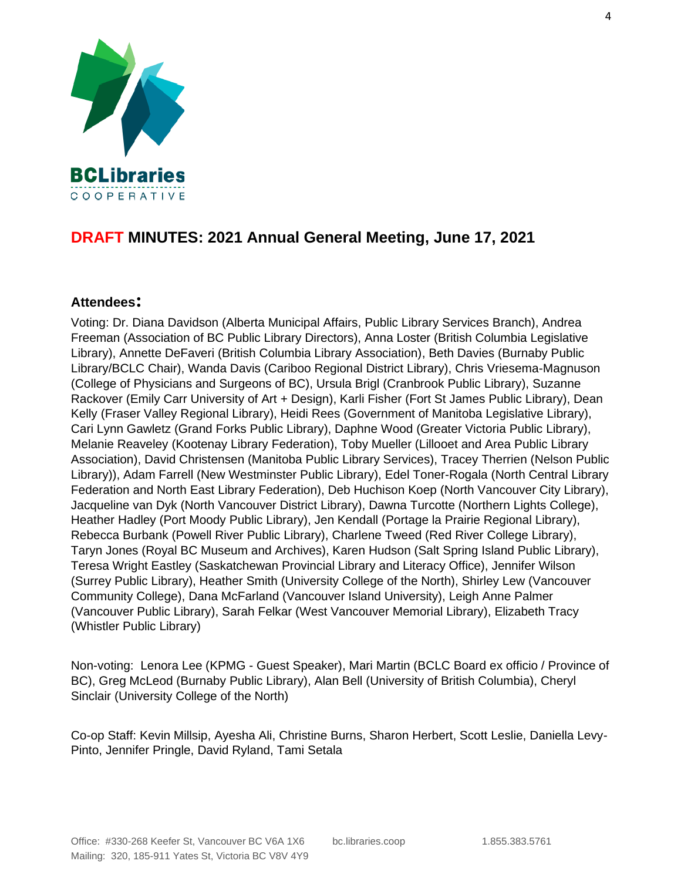BCLibraries COOPERATIVE

# DRAFT MINUTES: 2021 Annual General Meeting, June 17, 2021

## Attendees:

Voting: Dr. Diana Davidson (Alberta Municipal Affairs, Public Library Services Branch), Andrea Freeman (Association of BC Public Library Directors), Anna Loster (British Columbia Legislative Library), Annette DeFaveri (British Columbia Library Association), Beth Davies (Burnaby Public Library/BCLC Chair), Wanda Davis (Cariboo Regional District Library), Chris Vriesema-Magnuson (College of Physicians and Surgeons of BC), Ursula Brigl (Cranbrook Public Library), Suzanne Rackover (Emily Carr University of Art + Design), Karli Fisher (Fort St James Public Library), Dean Kelly (Fraser Valley Regional Library), Heidi Rees (Government of Manitoba Legislative Library), Cari Lynn Gawletz (Grand Forks Public Library), Daphne Wood (Greater Victoria Public Library), Melanie Reaveley (Kootenay Library Federation), Toby Mueller (Lillooet and Area Public Library Association), David Christensen (Manitoba Public Library Services), Tracey Therrien (Nelson Public Library)), Adam Farrell (New Westminster Public Library), Edel Toner-Rogala (North Central Library Federation and North East Library Federation), Deb Huchison Koep (North Vancouver City Library), Jacqueline van Dyk (North Vancouver District Library), Dawna Turcotte (Northern Lights College), Heather Hadley (Port Moody Public Library), Jen Kendall (Portage la Prairie Regional Library), Rebecca Burbank (Powell River Public Library), Charlene Tweed (Red River College Library), Taryn Jones (Royal BC Museum and Archives), Karen Hudson (Salt Spring Island Public Library), Teresa Wright Eastley (Saskatchewan Provincial Library and Literacy Office), Jennifer Wilson (Surrey Public Library), Heather Smith (University College of the North), Shirley Lew (Vancouver Community College), Dana McFarland (Vancouver Island University), Leigh Anne Palmer (Vancouver Public Library), Sarah Felkar (West Vancouver Memorial Library), Elizabeth Tracy (Whistler Public Library)

Non-voting: Lenora Lee (KPMG - Guest Speaker), Mari Martin (BCLC Board ex officio / Province of BC), Greg McLeod (Burnaby Public Library), Alan Bell (University of British Columbia), Cheryl Sinclair (University College of the North)

Co-op Staff: Kevin Millsip, Ayesha Ali, Christine Burns, Sharon Herbert, Scott Leslie, Daniella Levy-Pinto, Jennifer Pringle, David Ryland, Tami Setala

Office: #330-268 Keefer St, Vancouver BC V6A 1X6 bc.libraries.coop 1.855.383.5761
Mailing: 320, 185-911 Yates St, Victoria BC V8V 4Y9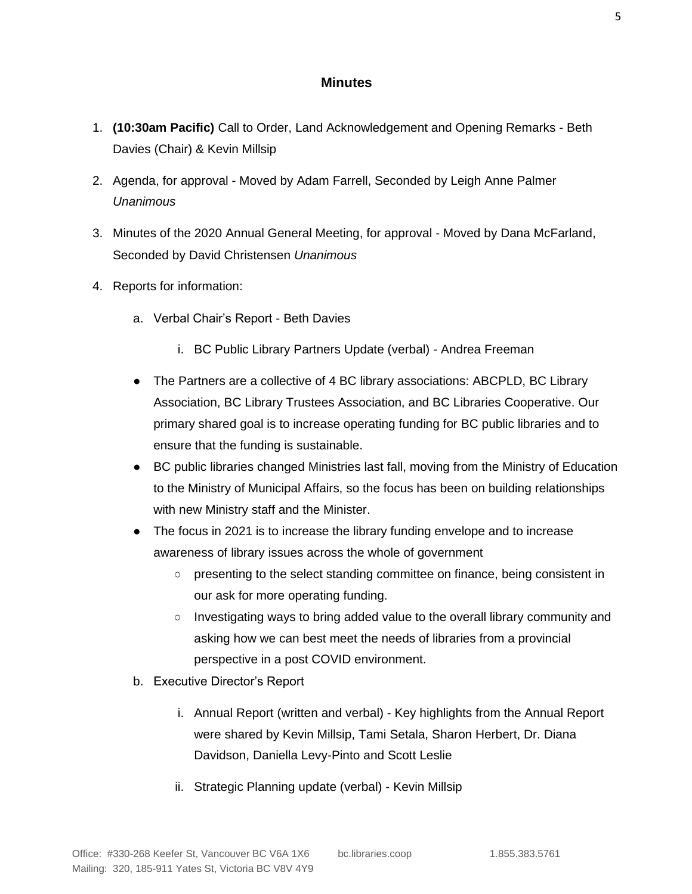## Minutes

1. **(10:30am Pacific)** Call to Order, Land Acknowledgement and Opening Remarks - Beth Davies (Chair) & Kevin Millsip
2. Agenda, for approval - Moved by Adam Farrell, Seconded by Leigh Anne Palmer *Unanimous*
3. Minutes of the 2020 Annual General Meeting, for approval - Moved by Dana McFarland, Seconded by David Christensen *Unanimous*
4. Reports for information:
    a. Verbal Chair's Report - Beth Davies
        i. BC Public Library Partners Update (verbal) - Andrea Freeman

    - The Partners are a collective of 4 BC library associations: ABCPLD, BC Library Association, BC Library Trustees Association, and BC Libraries Cooperative. Our primary shared goal is to increase operating funding for BC public libraries and to ensure that the funding is sustainable.
    - BC public libraries changed Ministries last fall, moving from the Ministry of Education to the Ministry of Municipal Affairs, so the focus has been on building relationships with new Ministry staff and the Minister.
    - The focus in 2021 is to increase the library funding envelope and to increase awareness of library issues across the whole of government
        - presenting to the select standing committee on finance, being consistent in our ask for more operating funding.
        - Investigating ways to bring added value to the overall library community and asking how we can best meet the needs of libraries from a provincial perspective in a post COVID environment.

    b. Executive Director's Report
        i. Annual Report (written and verbal) - Key highlights from the Annual Report were shared by Kevin Millsip, Tami Setala, Sharon Herbert, Dr. Diana Davidson, Daniella Levy-Pinto and Scott Leslie
        ii. Strategic Planning update (verbal) - Kevin Millsip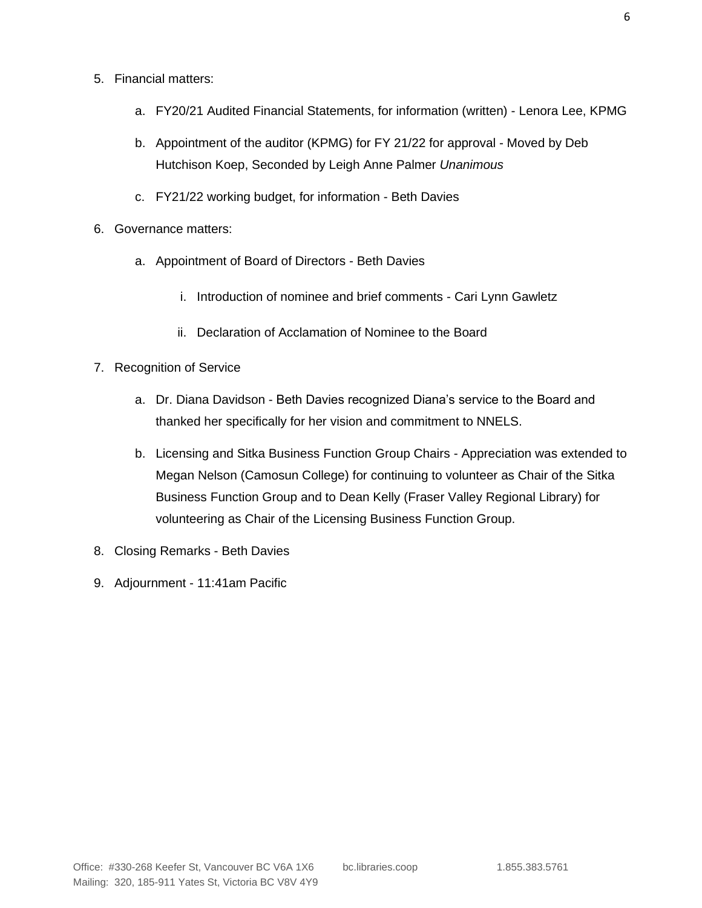5. Financial matters:

    a. FY20/21 Audited Financial Statements, for information (written) - Lenora Lee, KPMG

    b. Appointment of the auditor (KPMG) for FY 21/22 for approval - Moved by Deb Hutchison Koep, Seconded by Leigh Anne Palmer *Unanimous*

    c. FY21/22 working budget, for information - Beth Davies

6. Governance matters:

    a. Appointment of Board of Directors - Beth Davies

        i. Introduction of nominee and brief comments - Cari Lynn Gawletz

        ii. Declaration of Acclamation of Nominee to the Board

7. Recognition of Service

    a. Dr. Diana Davidson - Beth Davies recognized Diana's service to the Board and thanked her specifically for her vision and commitment to NNELS.

    b. Licensing and Sitka Business Function Group Chairs - Appreciation was extended to Megan Nelson (Camosun College) for continuing to volunteer as Chair of the Sitka Business Function Group and to Dean Kelly (Fraser Valley Regional Library) for volunteering as Chair of the Licensing Business Function Group.

8. Closing Remarks - Beth Davies

9. Adjournment - 11:41am Pacific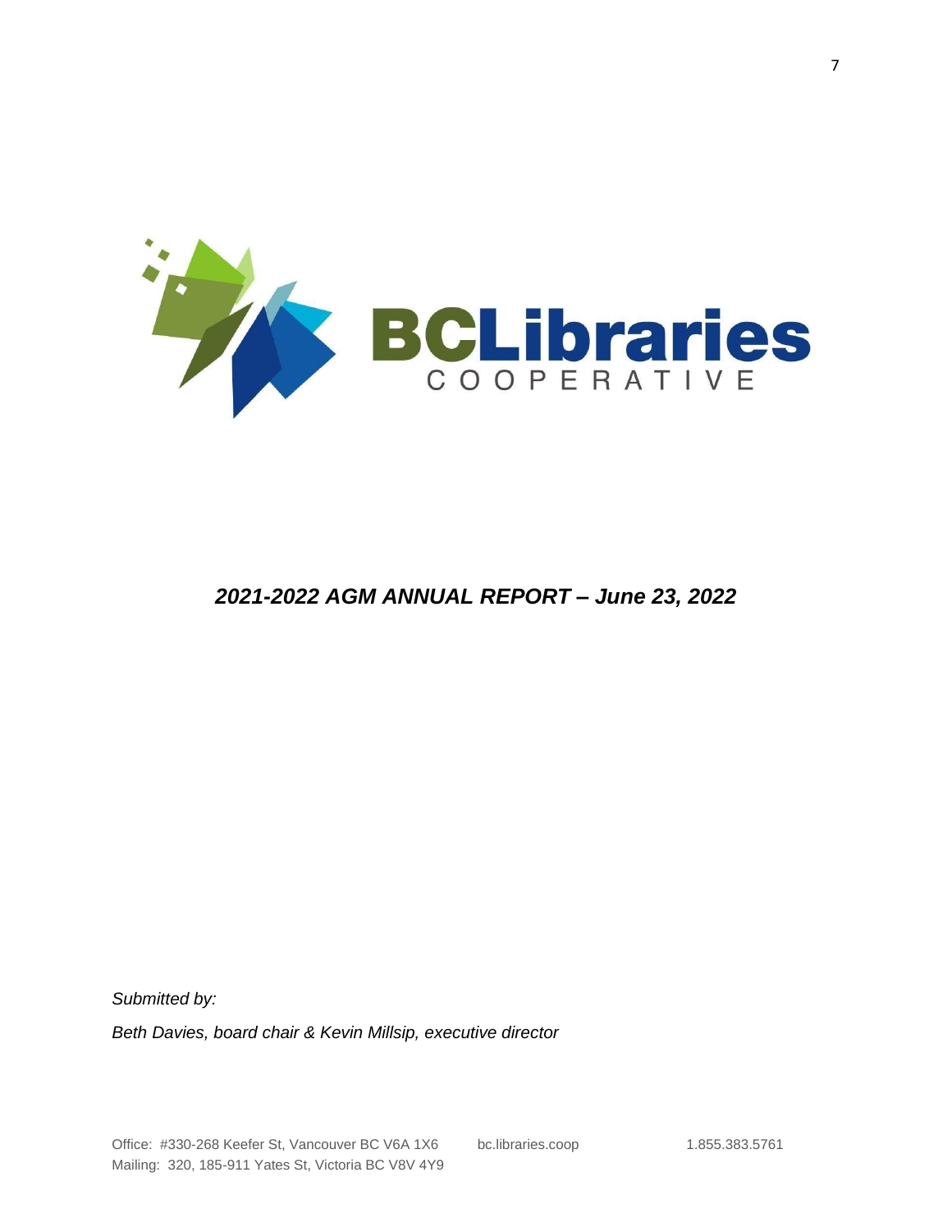BCLibraries COOPERATIVE

*2021-2022 AGM ANNUAL REPORT – June 23, 2022*

*Submitted by:*

*Beth Davies, board chair & Kevin Millsip, executive director*

Office: #330-268 Keefer St, Vancouver BC V6A 1X6 bc.libraries.coop 1.855.383.5761
Mailing: 320, 185-911 Yates St, Victoria BC V8V 4Y9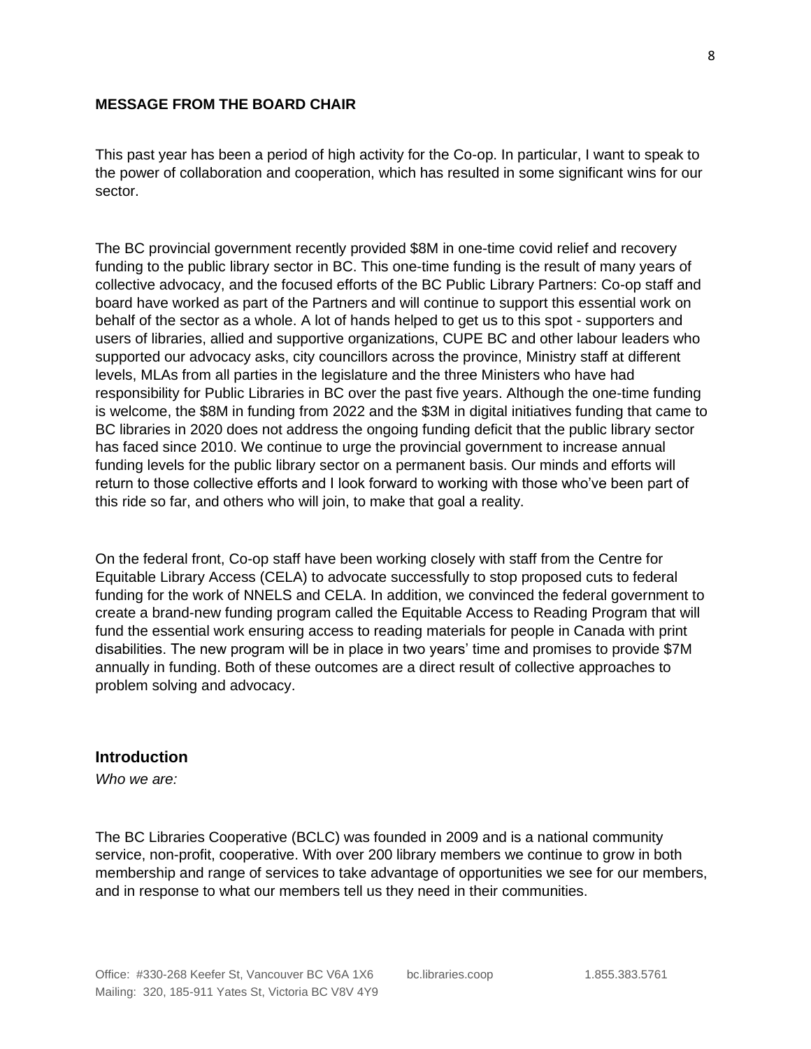**MESSAGE FROM THE BOARD CHAIR**

This past year has been a period of high activity for the Co-op. In particular, I want to speak to the power of collaboration and cooperation, which has resulted in some significant wins for our sector.

The BC provincial government recently provided $8M in one-time covid relief and recovery funding to the public library sector in BC. This one-time funding is the result of many years of collective advocacy, and the focused efforts of the BC Public Library Partners: Co-op staff and board have worked as part of the Partners and will continue to support this essential work on behalf of the sector as a whole. A lot of hands helped to get us to this spot - supporters and users of libraries, allied and supportive organizations, CUPE BC and other labour leaders who supported our advocacy asks, city councillors across the province, Ministry staff at different levels, MLAs from all parties in the legislature and the three Ministers who have had responsibility for Public Libraries in BC over the past five years. Although the one-time funding is welcome, the $8M in funding from 2022 and the $3M in digital initiatives funding that came to BC libraries in 2020 does not address the ongoing funding deficit that the public library sector has faced since 2010. We continue to urge the provincial government to increase annual funding levels for the public library sector on a permanent basis. Our minds and efforts will return to those collective efforts and I look forward to working with those who've been part of this ride so far, and others who will join, to make that goal a reality.

On the federal front, Co-op staff have been working closely with staff from the Centre for Equitable Library Access (CELA) to advocate successfully to stop proposed cuts to federal funding for the work of NNELS and CELA. In addition, we convinced the federal government to create a brand-new funding program called the Equitable Access to Reading Program that will fund the essential work ensuring access to reading materials for people in Canada with print disabilities. The new program will be in place in two years' time and promises to provide $7M annually in funding. Both of these outcomes are a direct result of collective approaches to problem solving and advocacy.

## Introduction

*Who we are:*

The BC Libraries Cooperative (BCLC) was founded in 2009 and is a national community service, non-profit, cooperative. With over 200 library members we continue to grow in both membership and range of services to take advantage of opportunities we see for our members, and in response to what our members tell us they need in their communities.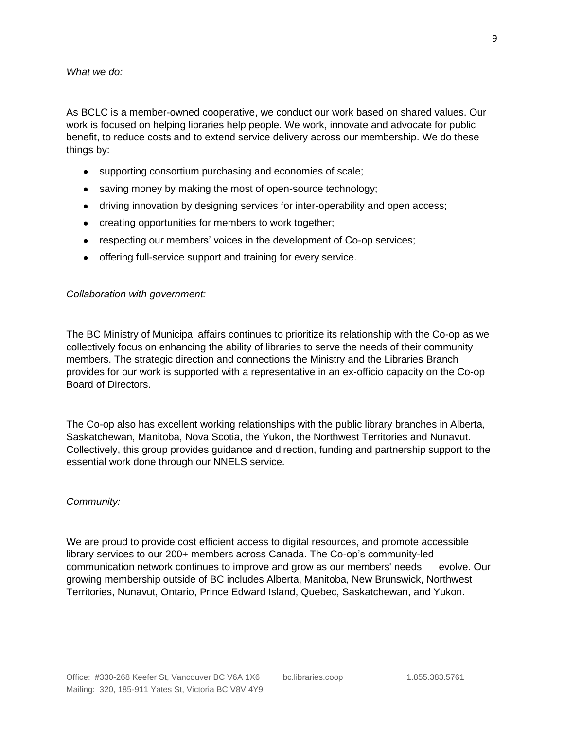*What we do:*

As BCLC is a member-owned cooperative, we conduct our work based on shared values. Our work is focused on helping libraries help people. We work, innovate and advocate for public benefit, to reduce costs and to extend service delivery across our membership. We do these things by:

- supporting consortium purchasing and economies of scale;
- saving money by making the most of open-source technology;
- driving innovation by designing services for inter-operability and open access;
- creating opportunities for members to work together;
- respecting our members' voices in the development of Co-op services;
- offering full-service support and training for every service.

*Collaboration with government:*

The BC Ministry of Municipal affairs continues to prioritize its relationship with the Co-op as we collectively focus on enhancing the ability of libraries to serve the needs of their community members. The strategic direction and connections the Ministry and the Libraries Branch provides for our work is supported with a representative in an ex-officio capacity on the Co-op Board of Directors.

The Co-op also has excellent working relationships with the public library branches in Alberta, Saskatchewan, Manitoba, Nova Scotia, the Yukon, the Northwest Territories and Nunavut. Collectively, this group provides guidance and direction, funding and partnership support to the essential work done through our NNELS service.

*Community:*

We are proud to provide cost efficient access to digital resources, and promote accessible library services to our 200+ members across Canada. The Co-op's community-led communication network continues to improve and grow as our members' needs evolve. Our growing membership outside of BC includes Alberta, Manitoba, New Brunswick, Northwest Territories, Nunavut, Ontario, Prince Edward Island, Quebec, Saskatchewan, and Yukon.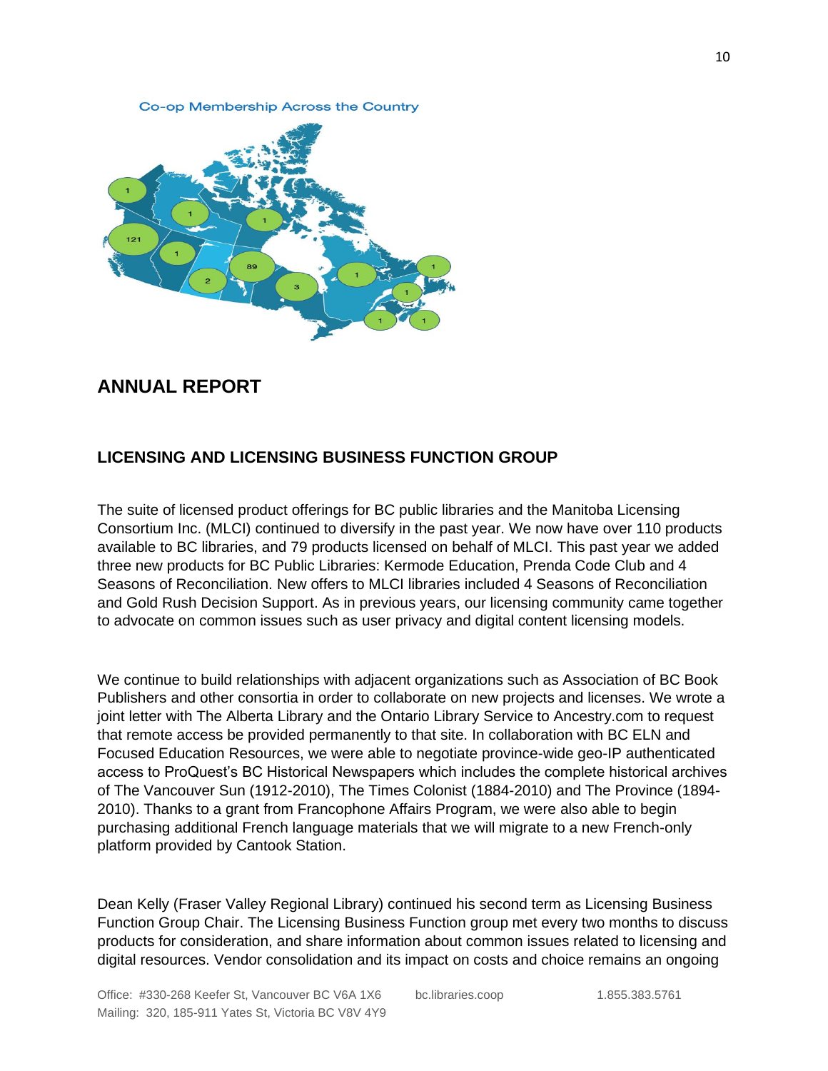Co-op Membership Across the Country

## ANNUAL REPORT

### LICENSING AND LICENSING BUSINESS FUNCTION GROUP

The suite of licensed product offerings for BC public libraries and the Manitoba Licensing Consortium Inc. (MLCI) continued to diversify in the past year. We now have over 110 products available to BC libraries, and 79 products licensed on behalf of MLCI. This past year we added three new products for BC Public Libraries: Kermode Education, Prenda Code Club and 4 Seasons of Reconciliation. New offers to MLCI libraries included 4 Seasons of Reconciliation and Gold Rush Decision Support. As in previous years, our licensing community came together to advocate on common issues such as user privacy and digital content licensing models.

We continue to build relationships with adjacent organizations such as Association of BC Book Publishers and other consortia in order to collaborate on new projects and licenses. We wrote a joint letter with The Alberta Library and the Ontario Library Service to Ancestry.com to request that remote access be provided permanently to that site. In collaboration with BC ELN and Focused Education Resources, we were able to negotiate province-wide geo-IP authenticated access to ProQuest's BC Historical Newspapers which includes the complete historical archives of The Vancouver Sun (1912-2010), The Times Colonist (1884-2010) and The Province (1894-2010). Thanks to a grant from Francophone Affairs Program, we were also able to begin purchasing additional French language materials that we will migrate to a new French-only platform provided by Cantook Station.

Dean Kelly (Fraser Valley Regional Library) continued his second term as Licensing Business Function Group Chair. The Licensing Business Function group met every two months to discuss products for consideration, and share information about common issues related to licensing and digital resources. Vendor consolidation and its impact on costs and choice remains an ongoing

Office: #330-268 Keefer St, Vancouver BC V6A 1X6 bc.libraries.coop 1.855.383.5761
Mailing: 320, 185-911 Yates St, Victoria BC V8V 4Y9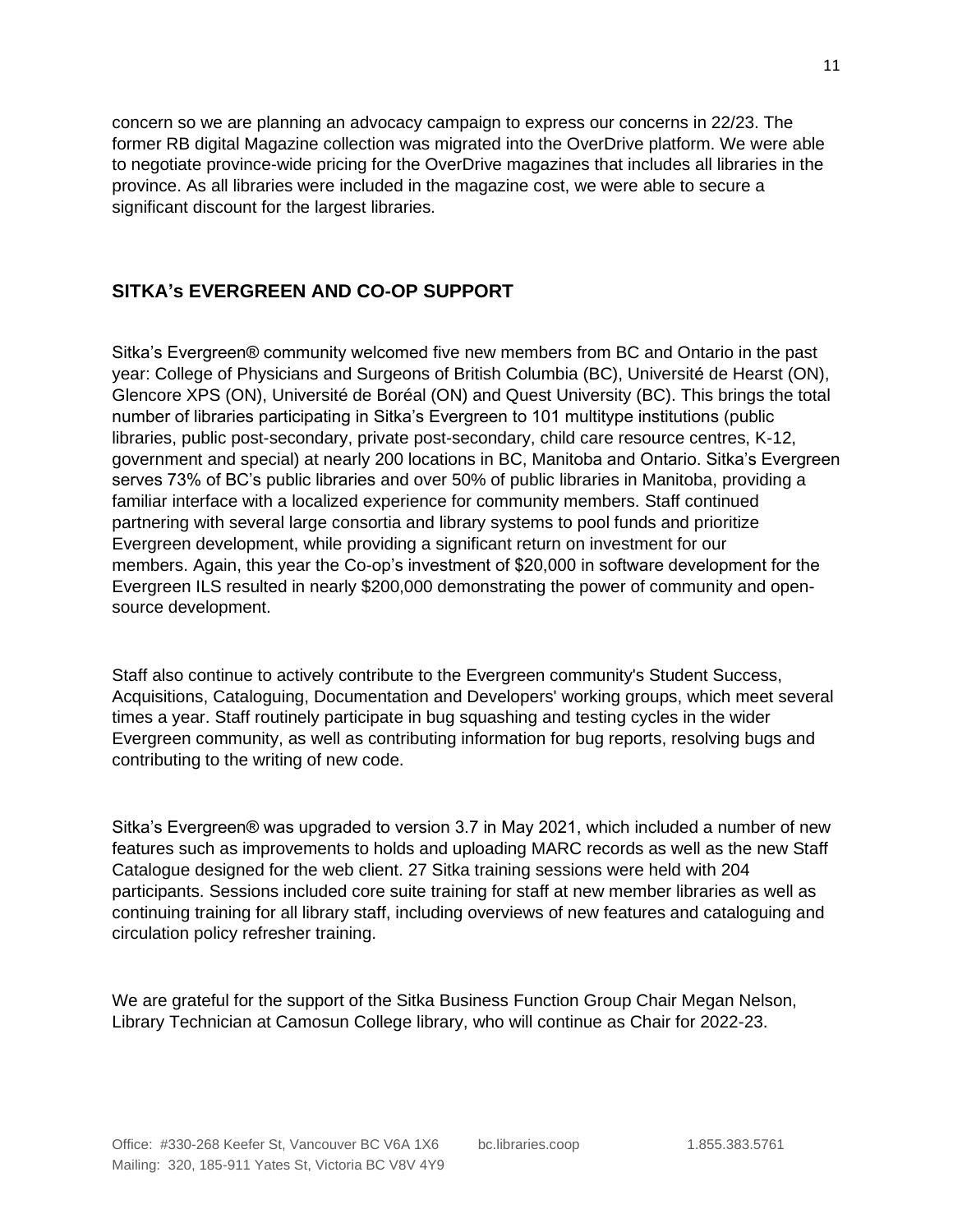concern so we are planning an advocacy campaign to express our concerns in 22/23. The former RB digital Magazine collection was migrated into the OverDrive platform. We were able to negotiate province-wide pricing for the OverDrive magazines that includes all libraries in the province. As all libraries were included in the magazine cost, we were able to secure a significant discount for the largest libraries.

## SITKA's EVERGREEN AND CO-OP SUPPORT

Sitka's Evergreen® community welcomed five new members from BC and Ontario in the past year: College of Physicians and Surgeons of British Columbia (BC), Université de Hearst (ON), Glencore XPS (ON), Université de Boréal (ON) and Quest University (BC). This brings the total number of libraries participating in Sitka's Evergreen to 101 multitype institutions (public libraries, public post-secondary, private post-secondary, child care resource centres, K-12, government and special) at nearly 200 locations in BC, Manitoba and Ontario. Sitka's Evergreen serves 73% of BC's public libraries and over 50% of public libraries in Manitoba, providing a familiar interface with a localized experience for community members. Staff continued partnering with several large consortia and library systems to pool funds and prioritize Evergreen development, while providing a significant return on investment for our members. Again, this year the Co-op's investment of $20,000 in software development for the Evergreen ILS resulted in nearly $200,000 demonstrating the power of community and open-source development.

Staff also continue to actively contribute to the Evergreen community's Student Success, Acquisitions, Cataloguing, Documentation and Developers' working groups, which meet several times a year. Staff routinely participate in bug squashing and testing cycles in the wider Evergreen community, as well as contributing information for bug reports, resolving bugs and contributing to the writing of new code.

Sitka's Evergreen® was upgraded to version 3.7 in May 2021, which included a number of new features such as improvements to holds and uploading MARC records as well as the new Staff Catalogue designed for the web client. 27 Sitka training sessions were held with 204 participants. Sessions included core suite training for staff at new member libraries as well as continuing training for all library staff, including overviews of new features and cataloguing and circulation policy refresher training.

We are grateful for the support of the Sitka Business Function Group Chair Megan Nelson, Library Technician at Camosun College library, who will continue as Chair for 2022-23.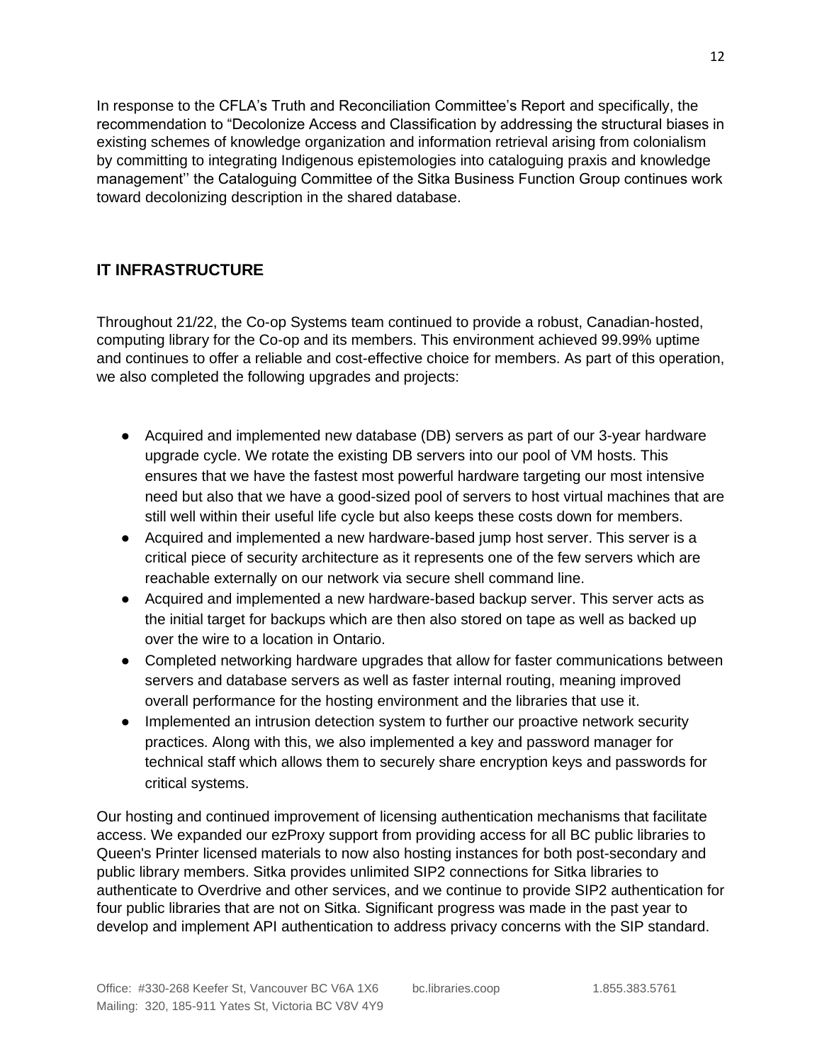In response to the CFLA's Truth and Reconciliation Committee's Report and specifically, the recommendation to "Decolonize Access and Classification by addressing the structural biases in existing schemes of knowledge organization and information retrieval arising from colonialism by committing to integrating Indigenous epistemologies into cataloguing praxis and knowledge management'' the Cataloguing Committee of the Sitka Business Function Group continues work toward decolonizing description in the shared database.

## IT INFRASTRUCTURE

Throughout 21/22, the Co-op Systems team continued to provide a robust, Canadian-hosted, computing library for the Co-op and its members. This environment achieved 99.99% uptime and continues to offer a reliable and cost-effective choice for members. As part of this operation, we also completed the following upgrades and projects:

- Acquired and implemented new database (DB) servers as part of our 3-year hardware upgrade cycle. We rotate the existing DB servers into our pool of VM hosts. This ensures that we have the fastest most powerful hardware targeting our most intensive need but also that we have a good-sized pool of servers to host virtual machines that are still well within their useful life cycle but also keeps these costs down for members.
- Acquired and implemented a new hardware-based jump host server. This server is a critical piece of security architecture as it represents one of the few servers which are reachable externally on our network via secure shell command line.
- Acquired and implemented a new hardware-based backup server. This server acts as the initial target for backups which are then also stored on tape as well as backed up over the wire to a location in Ontario.
- Completed networking hardware upgrades that allow for faster communications between servers and database servers as well as faster internal routing, meaning improved overall performance for the hosting environment and the libraries that use it.
- Implemented an intrusion detection system to further our proactive network security practices. Along with this, we also implemented a key and password manager for technical staff which allows them to securely share encryption keys and passwords for critical systems.

Our hosting and continued improvement of licensing authentication mechanisms that facilitate access. We expanded our ezProxy support from providing access for all BC public libraries to Queen's Printer licensed materials to now also hosting instances for both post-secondary and public library members. Sitka provides unlimited SIP2 connections for Sitka libraries to authenticate to Overdrive and other services, and we continue to provide SIP2 authentication for four public libraries that are not on Sitka. Significant progress was made in the past year to develop and implement API authentication to address privacy concerns with the SIP standard.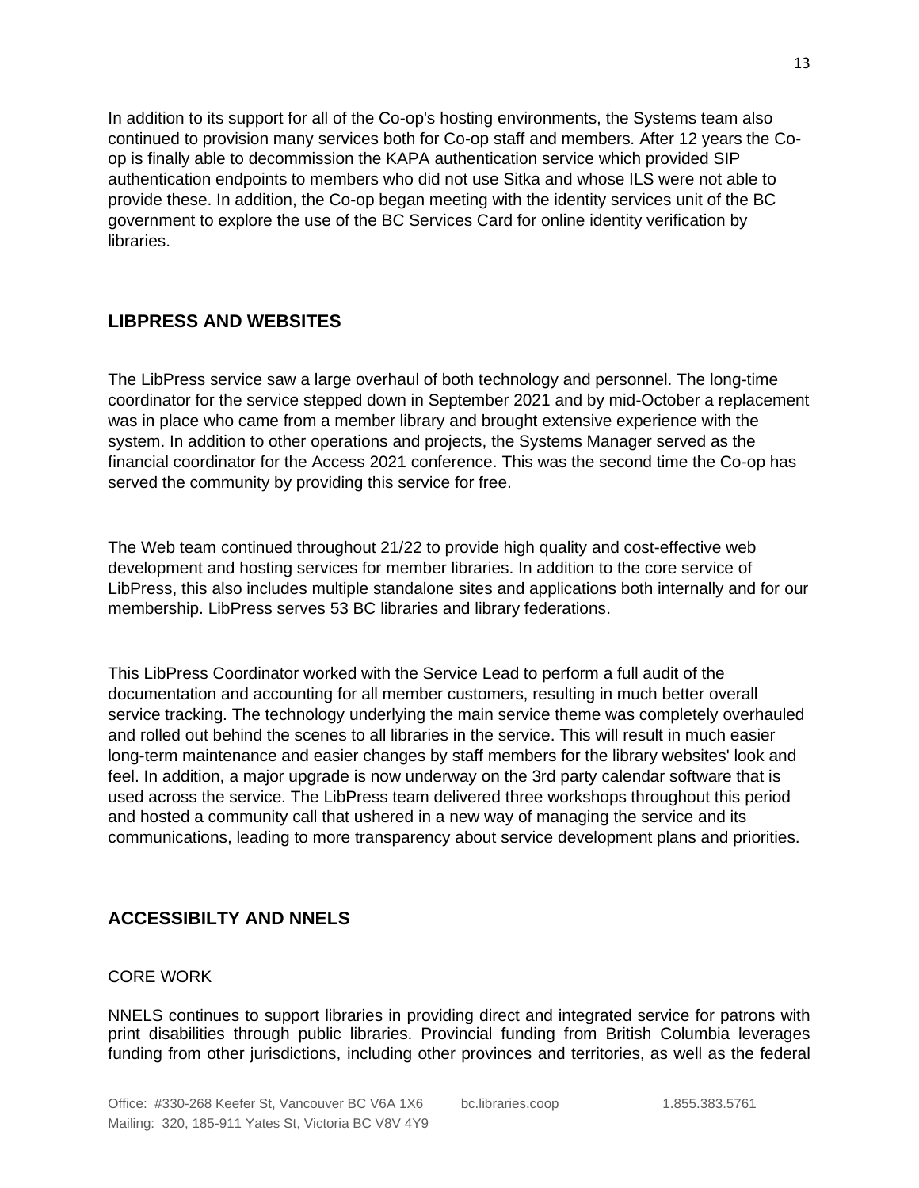In addition to its support for all of the Co-op's hosting environments, the Systems team also continued to provision many services both for Co-op staff and members. After 12 years the Co-op is finally able to decommission the KAPA authentication service which provided SIP authentication endpoints to members who did not use Sitka and whose ILS were not able to provide these. In addition, the Co-op began meeting with the identity services unit of the BC government to explore the use of the BC Services Card for online identity verification by libraries.

## LIBPRESS AND WEBSITES

The LibPress service saw a large overhaul of both technology and personnel. The long-time coordinator for the service stepped down in September 2021 and by mid-October a replacement was in place who came from a member library and brought extensive experience with the system. In addition to other operations and projects, the Systems Manager served as the financial coordinator for the Access 2021 conference. This was the second time the Co-op has served the community by providing this service for free.

The Web team continued throughout 21/22 to provide high quality and cost-effective web development and hosting services for member libraries. In addition to the core service of LibPress, this also includes multiple standalone sites and applications both internally and for our membership. LibPress serves 53 BC libraries and library federations.

This LibPress Coordinator worked with the Service Lead to perform a full audit of the documentation and accounting for all member customers, resulting in much better overall service tracking. The technology underlying the main service theme was completely overhauled and rolled out behind the scenes to all libraries in the service. This will result in much easier long-term maintenance and easier changes by staff members for the library websites' look and feel. In addition, a major upgrade is now underway on the 3rd party calendar software that is used across the service. The LibPress team delivered three workshops throughout this period and hosted a community call that ushered in a new way of managing the service and its communications, leading to more transparency about service development plans and priorities.

## ACCESSIBILTY AND NNELS

### CORE WORK

NNELS continues to support libraries in providing direct and integrated service for patrons with print disabilities through public libraries. Provincial funding from British Columbia leverages funding from other jurisdictions, including other provinces and territories, as well as the federal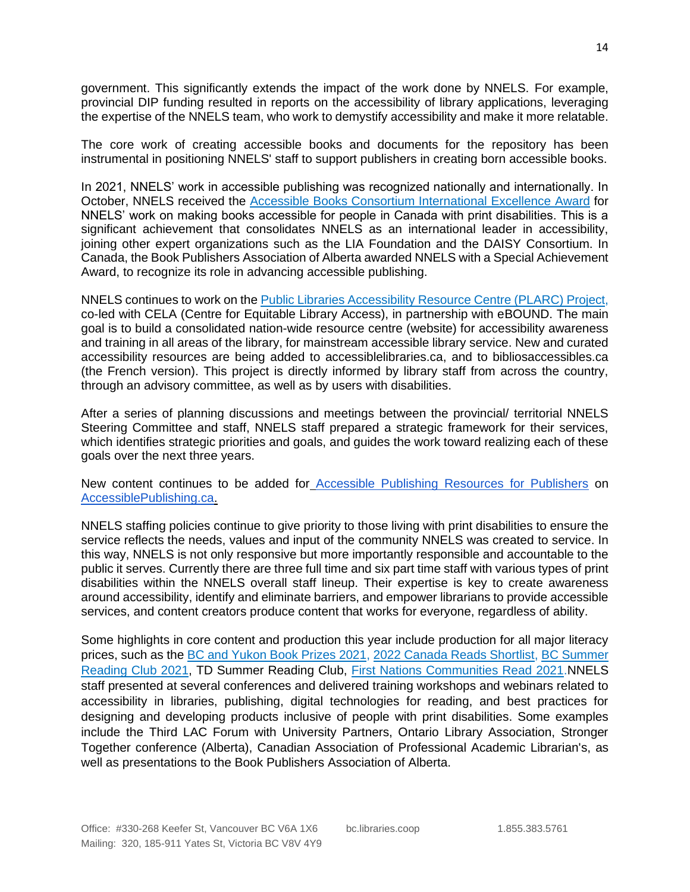government. This significantly extends the impact of the work done by NNELS. For example, provincial DIP funding resulted in reports on the accessibility of library applications, leveraging the expertise of the NNELS team, who work to demystify accessibility and make it more relatable.

The core work of creating accessible books and documents for the repository has been instrumental in positioning NNELS' staff to support publishers in creating born accessible books.

In 2021, NNELS' work in accessible publishing was recognized nationally and internationally. In October, NNELS received the Accessible Books Consortium International Excellence Award for NNELS' work on making books accessible for people in Canada with print disabilities. This is a significant achievement that consolidates NNELS as an international leader in accessibility, joining other expert organizations such as the LIA Foundation and the DAISY Consortium. In Canada, the Book Publishers Association of Alberta awarded NNELS with a Special Achievement Award, to recognize its role in advancing accessible publishing.

NNELS continues to work on the Public Libraries Accessibility Resource Centre (PLARC) Project, co-led with CELA (Centre for Equitable Library Access), in partnership with eBOUND. The main goal is to build a consolidated nation-wide resource centre (website) for accessibility awareness and training in all areas of the library, for mainstream accessible library service. New and curated accessibility resources are being added to accessiblelibraries.ca, and to bibliosaccessibles.ca (the French version). This project is directly informed by library staff from across the country, through an advisory committee, as well as by users with disabilities.

After a series of planning discussions and meetings between the provincial/ territorial NNELS Steering Committee and staff, NNELS staff prepared a strategic framework for their services, which identifies strategic priorities and goals, and guides the work toward realizing each of these goals over the next three years.

New content continues to be added for Accessible Publishing Resources for Publishers on AccessiblePublishing.ca.

NNELS staffing policies continue to give priority to those living with print disabilities to ensure the service reflects the needs, values and input of the community NNELS was created to service. In this way, NNELS is not only responsive but more importantly responsible and accountable to the public it serves. Currently there are three full time and six part time staff with various types of print disabilities within the NNELS overall staff lineup. Their expertise is key to create awareness around accessibility, identify and eliminate barriers, and empower librarians to provide accessible services, and content creators produce content that works for everyone, regardless of ability.

Some highlights in core content and production this year include production for all major literacy prices, such as the BC and Yukon Book Prizes 2021, 2022 Canada Reads Shortlist, BC Summer Reading Club 2021, TD Summer Reading Club, First Nations Communities Read 2021.NNELS staff presented at several conferences and delivered training workshops and webinars related to accessibility in libraries, publishing, digital technologies for reading, and best practices for designing and developing products inclusive of people with print disabilities. Some examples include the Third LAC Forum with University Partners, Ontario Library Association, Stronger Together conference (Alberta), Canadian Association of Professional Academic Librarian's, as well as presentations to the Book Publishers Association of Alberta.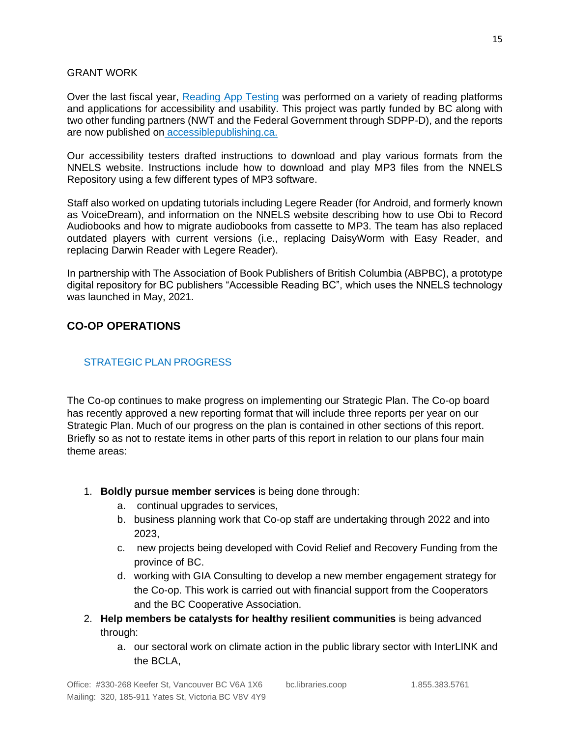GRANT WORK

Over the last fiscal year, Reading App Testing was performed on a variety of reading platforms and applications for accessibility and usability. This project was partly funded by BC along with two other funding partners (NWT and the Federal Government through SDPP-D), and the reports are now published on accessiblepublishing.ca.

Our accessibility testers drafted instructions to download and play various formats from the NNELS website. Instructions include how to download and play MP3 files from the NNELS Repository using a few different types of MP3 software.

Staff also worked on updating tutorials including Legere Reader (for Android, and formerly known as VoiceDream), and information on the NNELS website describing how to use Obi to Record Audiobooks and how to migrate audiobooks from cassette to MP3. The team has also replaced outdated players with current versions (i.e., replacing DaisyWorm with Easy Reader, and replacing Darwin Reader with Legere Reader).

In partnership with The Association of Book Publishers of British Columbia (ABPBC), a prototype digital repository for BC publishers "Accessible Reading BC", which uses the NNELS technology was launched in May, 2021.

## CO-OP OPERATIONS

### STRATEGIC PLAN PROGRESS

The Co-op continues to make progress on implementing our Strategic Plan. The Co-op board has recently approved a new reporting format that will include three reports per year on our Strategic Plan. Much of our progress on the plan is contained in other sections of this report. Briefly so as not to restate items in other parts of this report in relation to our plans four main theme areas:

1. **Boldly pursue member services** is being done through:
   a. continual upgrades to services,
   b. business planning work that Co-op staff are undertaking through 2022 and into 2023,
   c. new projects being developed with Covid Relief and Recovery Funding from the province of BC.
   d. working with GIA Consulting to develop a new member engagement strategy for the Co-op. This work is carried out with financial support from the Cooperators and the BC Cooperative Association.
2. **Help members be catalysts for healthy resilient communities** is being advanced through:
   a. our sectoral work on climate action in the public library sector with InterLINK and the BCLA,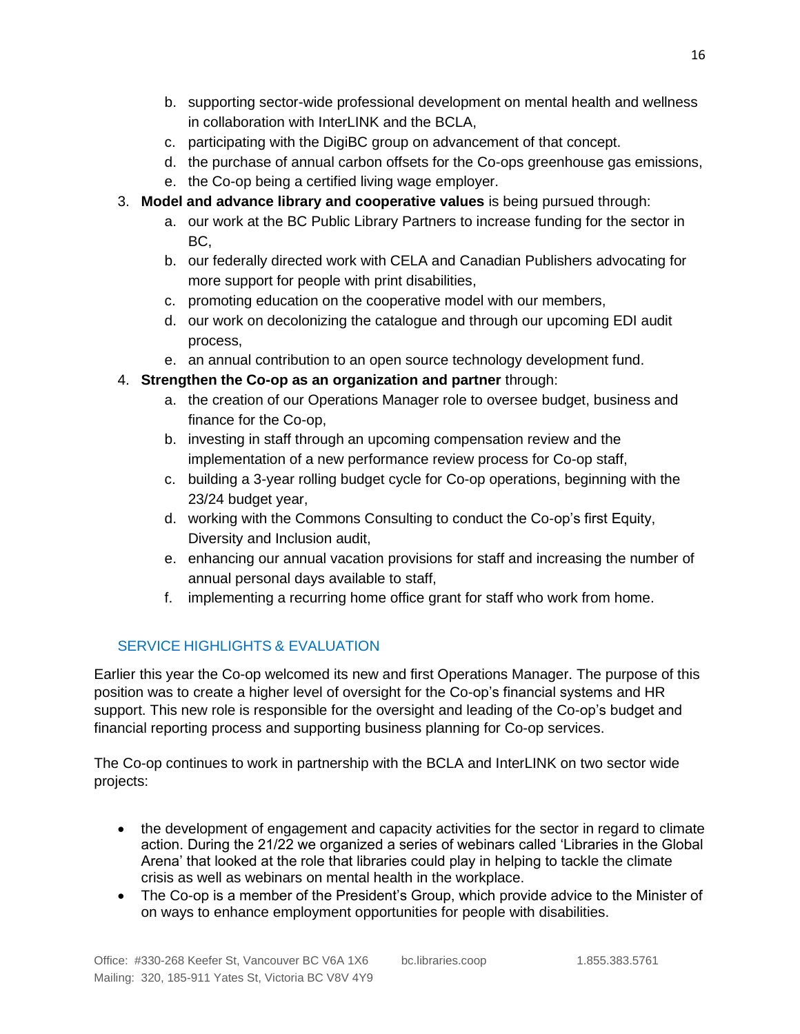b. supporting sector-wide professional development on mental health and wellness in collaboration with InterLINK and the BCLA,
   c. participating with the DigiBC group on advancement of that concept.
   d. the purchase of annual carbon offsets for the Co-ops greenhouse gas emissions,
   e. the Co-op being a certified living wage employer.

3. **Model and advance library and cooperative values** is being pursued through:
   a. our work at the BC Public Library Partners to increase funding for the sector in BC,
   b. our federally directed work with CELA and Canadian Publishers advocating for more support for people with print disabilities,
   c. promoting education on the cooperative model with our members,
   d. our work on decolonizing the catalogue and through our upcoming EDI audit process,
   e. an annual contribution to an open source technology development fund.

4. **Strengthen the Co-op as an organization and partner** through:
   a. the creation of our Operations Manager role to oversee budget, business and finance for the Co-op,
   b. investing in staff through an upcoming compensation review and the implementation of a new performance review process for Co-op staff,
   c. building a 3-year rolling budget cycle for Co-op operations, beginning with the 23/24 budget year,
   d. working with the Commons Consulting to conduct the Co-op's first Equity, Diversity and Inclusion audit,
   e. enhancing our annual vacation provisions for staff and increasing the number of annual personal days available to staff,
   f. implementing a recurring home office grant for staff who work from home.

## SERVICE HIGHLIGHTS & EVALUATION

Earlier this year the Co-op welcomed its new and first Operations Manager. The purpose of this position was to create a higher level of oversight for the Co-op's financial systems and HR support. This new role is responsible for the oversight and leading of the Co-op's budget and financial reporting process and supporting business planning for Co-op services.

The Co-op continues to work in partnership with the BCLA and InterLINK on two sector wide projects:

- the development of engagement and capacity activities for the sector in regard to climate action. During the 21/22 we organized a series of webinars called 'Libraries in the Global Arena' that looked at the role that libraries could play in helping to tackle the climate crisis as well as webinars on mental health in the workplace.
- The Co-op is a member of the President's Group, which provide advice to the Minister of on ways to enhance employment opportunities for people with disabilities.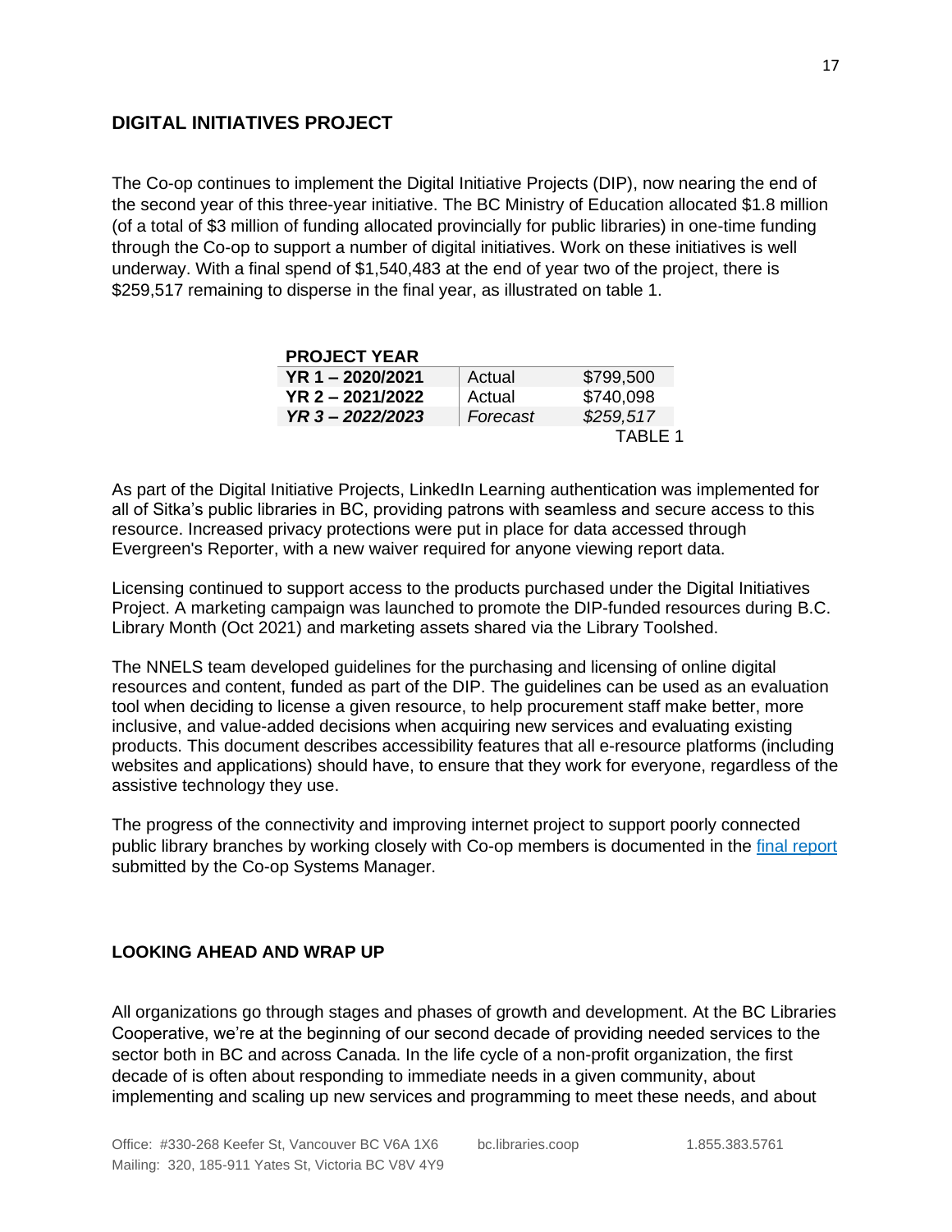## DIGITAL INITIATIVES PROJECT

The Co-op continues to implement the Digital Initiative Projects (DIP), now nearing the end of the second year of this three-year initiative. The BC Ministry of Education allocated $1.8 million (of a total of $3 million of funding allocated provincially for public libraries) in one-time funding through the Co-op to support a number of digital initiatives. Work on these initiatives is well underway. With a final spend of $1,540,483 at the end of year two of the project, there is $259,517 remaining to disperse in the final year, as illustrated on table 1.

| PROJECT YEAR | | |
|---|---|---|
| **YR 1 – 2020/2021** | Actual | $799,500 |
| **YR 2 – 2021/2022** | Actual | $740,098 |
| ***YR 3 – 2022/2023*** | *Forecast* | *$259,517* |

TABLE 1

As part of the Digital Initiative Projects, LinkedIn Learning authentication was implemented for all of Sitka's public libraries in BC, providing patrons with seamless and secure access to this resource. Increased privacy protections were put in place for data accessed through Evergreen's Reporter, with a new waiver required for anyone viewing report data.

Licensing continued to support access to the products purchased under the Digital Initiatives Project. A marketing campaign was launched to promote the DIP-funded resources during B.C. Library Month (Oct 2021) and marketing assets shared via the Library Toolshed.

The NNELS team developed guidelines for the purchasing and licensing of online digital resources and content, funded as part of the DIP. The guidelines can be used as an evaluation tool when deciding to license a given resource, to help procurement staff make better, more inclusive, and value-added decisions when acquiring new services and evaluating existing products. This document describes accessibility features that all e-resource platforms (including websites and applications) should have, to ensure that they work for everyone, regardless of the assistive technology they use.

The progress of the connectivity and improving internet project to support poorly connected public library branches by working closely with Co-op members is documented in the final report submitted by the Co-op Systems Manager.

### LOOKING AHEAD AND WRAP UP

All organizations go through stages and phases of growth and development. At the BC Libraries Cooperative, we're at the beginning of our second decade of providing needed services to the sector both in BC and across Canada. In the life cycle of a non-profit organization, the first decade of is often about responding to immediate needs in a given community, about implementing and scaling up new services and programming to meet these needs, and about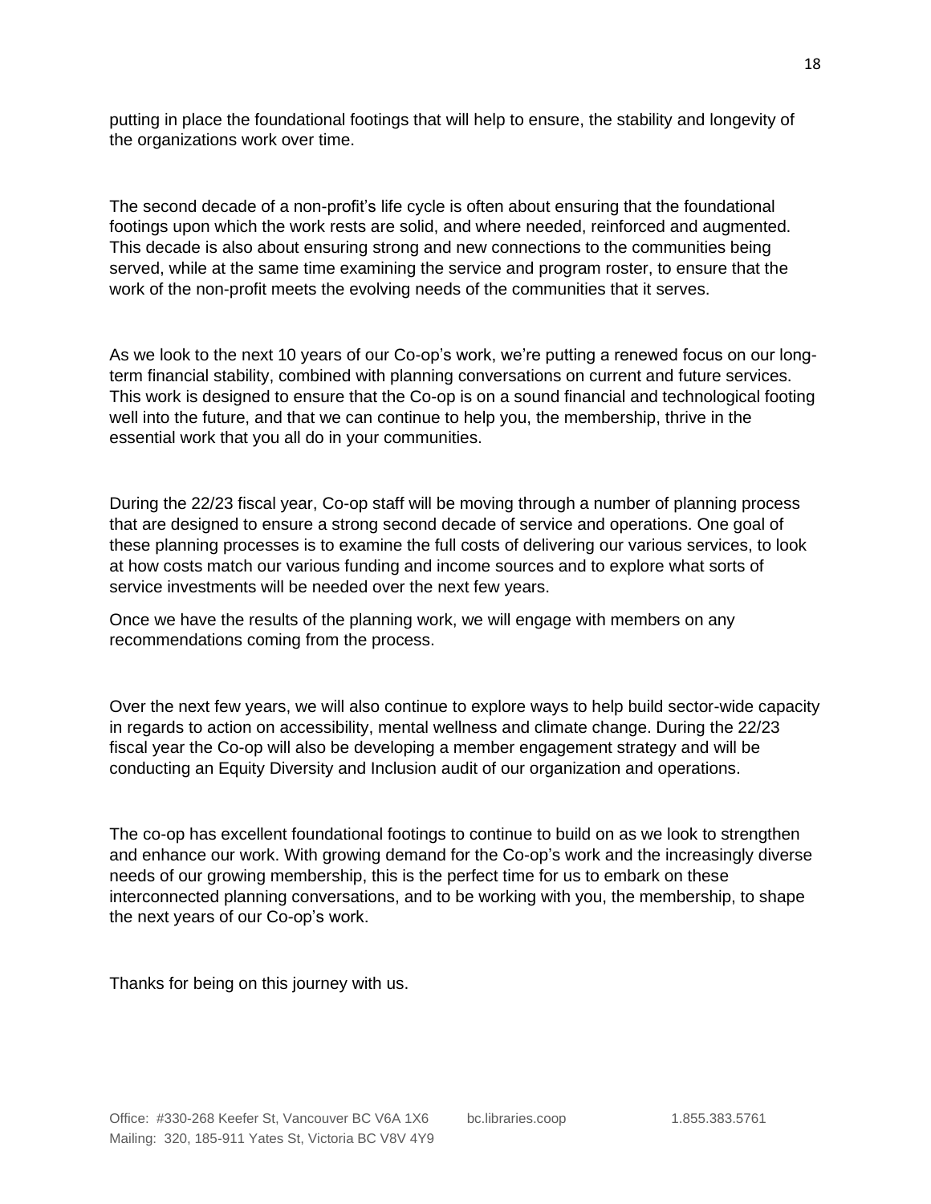putting in place the foundational footings that will help to ensure, the stability and longevity of the organizations work over time.

The second decade of a non-profit's life cycle is often about ensuring that the foundational footings upon which the work rests are solid, and where needed, reinforced and augmented. This decade is also about ensuring strong and new connections to the communities being served, while at the same time examining the service and program roster, to ensure that the work of the non-profit meets the evolving needs of the communities that it serves.

As we look to the next 10 years of our Co-op's work, we're putting a renewed focus on our long-term financial stability, combined with planning conversations on current and future services. This work is designed to ensure that the Co-op is on a sound financial and technological footing well into the future, and that we can continue to help you, the membership, thrive in the essential work that you all do in your communities.

During the 22/23 fiscal year, Co-op staff will be moving through a number of planning process that are designed to ensure a strong second decade of service and operations. One goal of these planning processes is to examine the full costs of delivering our various services, to look at how costs match our various funding and income sources and to explore what sorts of service investments will be needed over the next few years.

Once we have the results of the planning work, we will engage with members on any recommendations coming from the process.

Over the next few years, we will also continue to explore ways to help build sector-wide capacity in regards to action on accessibility, mental wellness and climate change. During the 22/23 fiscal year the Co-op will also be developing a member engagement strategy and will be conducting an Equity Diversity and Inclusion audit of our organization and operations.

The co-op has excellent foundational footings to continue to build on as we look to strengthen and enhance our work. With growing demand for the Co-op's work and the increasingly diverse needs of our growing membership, this is the perfect time for us to embark on these interconnected planning conversations, and to be working with you, the membership, to shape the next years of our Co-op's work.

Thanks for being on this journey with us.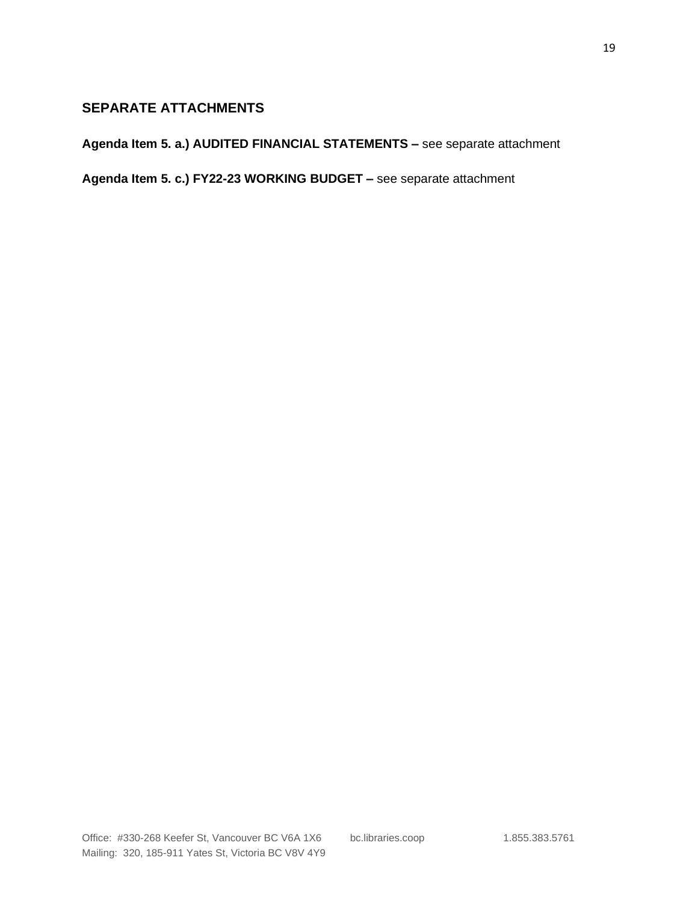## SEPARATE ATTACHMENTS

**Agenda Item 5. a.) AUDITED FINANCIAL STATEMENTS –** see separate attachment

**Agenda Item 5. c.) FY22-23 WORKING BUDGET –** see separate attachment